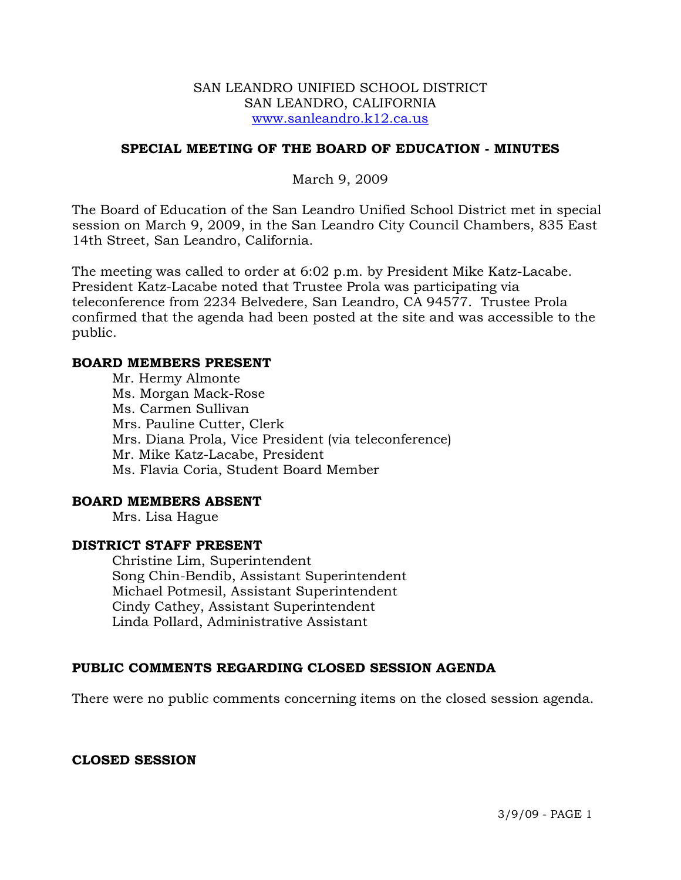SAN LEANDRO UNIFIED SCHOOL DISTRICT
SAN LEANDRO, CALIFORNIA
www.sanleandro.k12.ca.us

## SPECIAL MEETING OF THE BOARD OF EDUCATION - MINUTES

March 9, 2009

The Board of Education of the San Leandro Unified School District met in special session on March 9, 2009, in the San Leandro City Council Chambers, 835 East 14th Street, San Leandro, California.

The meeting was called to order at 6:02 p.m. by President Mike Katz-Lacabe. President Katz-Lacabe noted that Trustee Prola was participating via teleconference from 2234 Belvedere, San Leandro, CA 94577. Trustee Prola confirmed that the agenda had been posted at the site and was accessible to the public.

### BOARD MEMBERS PRESENT

Mr. Hermy Almonte
Ms. Morgan Mack-Rose
Ms. Carmen Sullivan
Mrs. Pauline Cutter, Clerk
Mrs. Diana Prola, Vice President (via teleconference)
Mr. Mike Katz-Lacabe, President
Ms. Flavia Coria, Student Board Member

### BOARD MEMBERS ABSENT

Mrs. Lisa Hague

### DISTRICT STAFF PRESENT

Christine Lim, Superintendent
Song Chin-Bendib, Assistant Superintendent
Michael Potmesil, Assistant Superintendent
Cindy Cathey, Assistant Superintendent
Linda Pollard, Administrative Assistant

### PUBLIC COMMENTS REGARDING CLOSED SESSION AGENDA

There were no public comments concerning items on the closed session agenda.

### CLOSED SESSION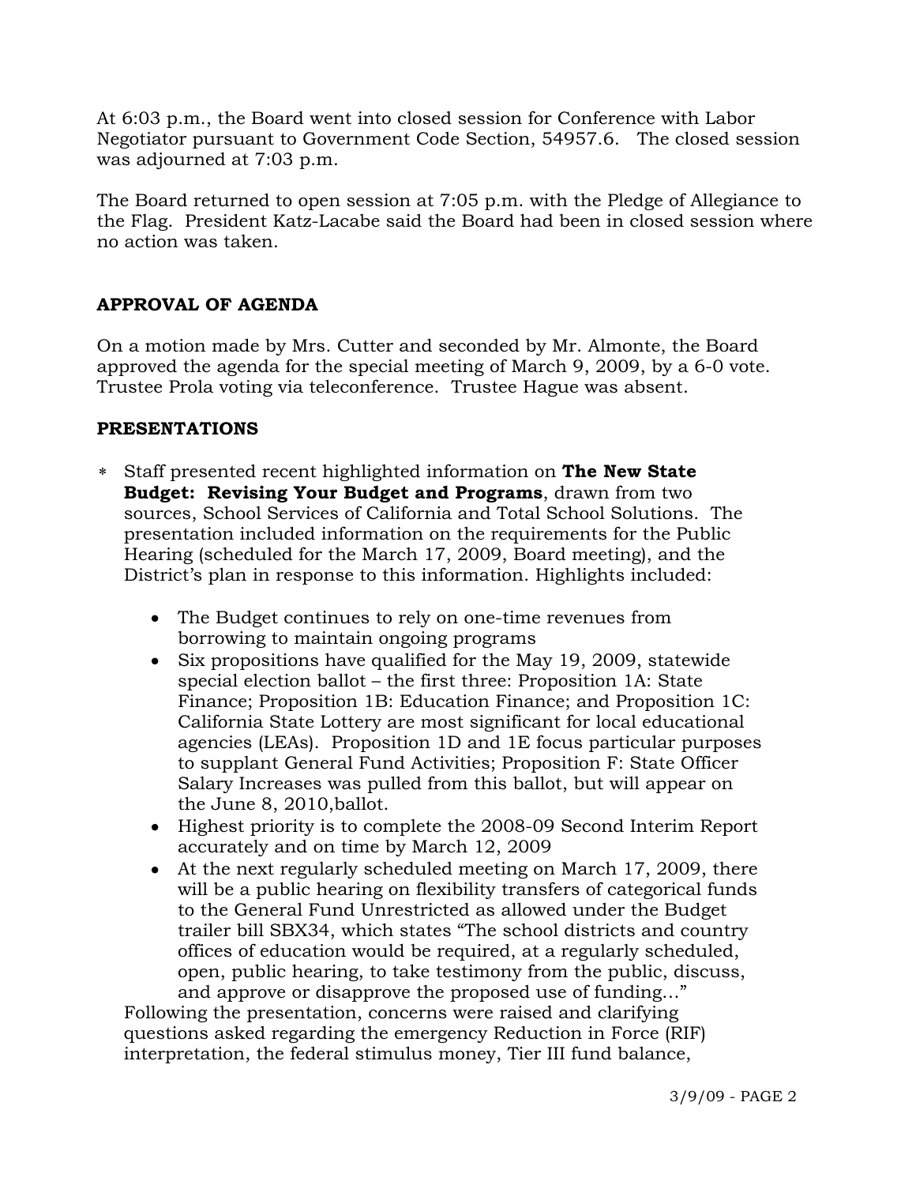At 6:03 p.m., the Board went into closed session for Conference with Labor Negotiator pursuant to Government Code Section, 54957.6. The closed session was adjourned at 7:03 p.m.

The Board returned to open session at 7:05 p.m. with the Pledge of Allegiance to the Flag. President Katz-Lacabe said the Board had been in closed session where no action was taken.

## APPROVAL OF AGENDA

On a motion made by Mrs. Cutter and seconded by Mr. Almonte, the Board approved the agenda for the special meeting of March 9, 2009, by a 6-0 vote. Trustee Prola voting via teleconference. Trustee Hague was absent.

## PRESENTATIONS

* Staff presented recent highlighted information on **The New State Budget: Revising Your Budget and Programs**, drawn from two sources, School Services of California and Total School Solutions. The presentation included information on the requirements for the Public Hearing (scheduled for the March 17, 2009, Board meeting), and the District's plan in response to this information. Highlights included:

  - The Budget continues to rely on one-time revenues from borrowing to maintain ongoing programs
  - Six propositions have qualified for the May 19, 2009, statewide special election ballot – the first three: Proposition 1A: State Finance; Proposition 1B: Education Finance; and Proposition 1C: California State Lottery are most significant for local educational agencies (LEAs). Proposition 1D and 1E focus particular purposes to supplant General Fund Activities; Proposition F: State Officer Salary Increases was pulled from this ballot, but will appear on the June 8, 2010,ballot.
  - Highest priority is to complete the 2008-09 Second Interim Report accurately and on time by March 12, 2009
  - At the next regularly scheduled meeting on March 17, 2009, there will be a public hearing on flexibility transfers of categorical funds to the General Fund Unrestricted as allowed under the Budget trailer bill SBX34, which states "The school districts and country offices of education would be required, at a regularly scheduled, open, public hearing, to take testimony from the public, discuss, and approve or disapprove the proposed use of funding…"

  Following the presentation, concerns were raised and clarifying questions asked regarding the emergency Reduction in Force (RIF) interpretation, the federal stimulus money, Tier III fund balance,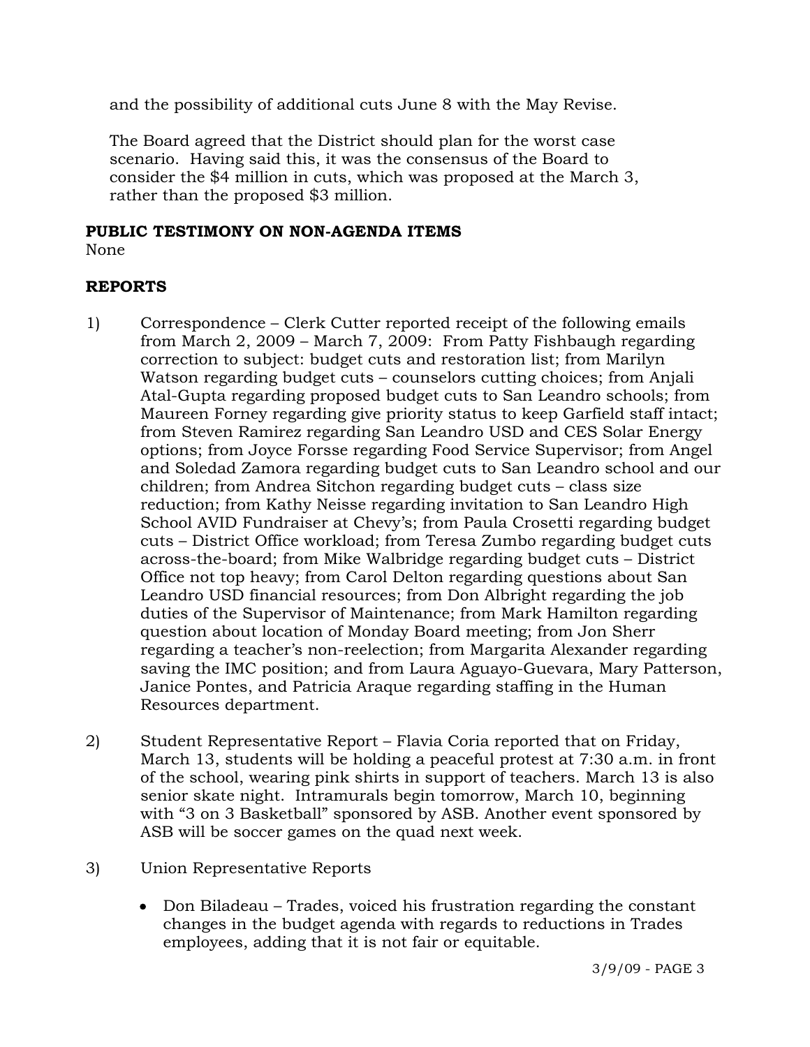and the possibility of additional cuts June 8 with the May Revise.

The Board agreed that the District should plan for the worst case scenario. Having said this, it was the consensus of the Board to consider the $4 million in cuts, which was proposed at the March 3, rather than the proposed $3 million.

**PUBLIC TESTIMONY ON NON-AGENDA ITEMS**

None

**REPORTS**

1) Correspondence – Clerk Cutter reported receipt of the following emails from March 2, 2009 – March 7, 2009: From Patty Fishbaugh regarding correction to subject: budget cuts and restoration list; from Marilyn Watson regarding budget cuts – counselors cutting choices; from Anjali Atal-Gupta regarding proposed budget cuts to San Leandro schools; from Maureen Forney regarding give priority status to keep Garfield staff intact; from Steven Ramirez regarding San Leandro USD and CES Solar Energy options; from Joyce Forsse regarding Food Service Supervisor; from Angel and Soledad Zamora regarding budget cuts to San Leandro school and our children; from Andrea Sitchon regarding budget cuts – class size reduction; from Kathy Neisse regarding invitation to San Leandro High School AVID Fundraiser at Chevy's; from Paula Crosetti regarding budget cuts – District Office workload; from Teresa Zumbo regarding budget cuts across-the-board; from Mike Walbridge regarding budget cuts – District Office not top heavy; from Carol Delton regarding questions about San Leandro USD financial resources; from Don Albright regarding the job duties of the Supervisor of Maintenance; from Mark Hamilton regarding question about location of Monday Board meeting; from Jon Sherr regarding a teacher's non-reelection; from Margarita Alexander regarding saving the IMC position; and from Laura Aguayo-Guevara, Mary Patterson, Janice Pontes, and Patricia Araque regarding staffing in the Human Resources department.

2) Student Representative Report – Flavia Coria reported that on Friday, March 13, students will be holding a peaceful protest at 7:30 a.m. in front of the school, wearing pink shirts in support of teachers. March 13 is also senior skate night. Intramurals begin tomorrow, March 10, beginning with "3 on 3 Basketball" sponsored by ASB. Another event sponsored by ASB will be soccer games on the quad next week.

3) Union Representative Reports

   - Don Biladeau – Trades, voiced his frustration regarding the constant changes in the budget agenda with regards to reductions in Trades employees, adding that it is not fair or equitable.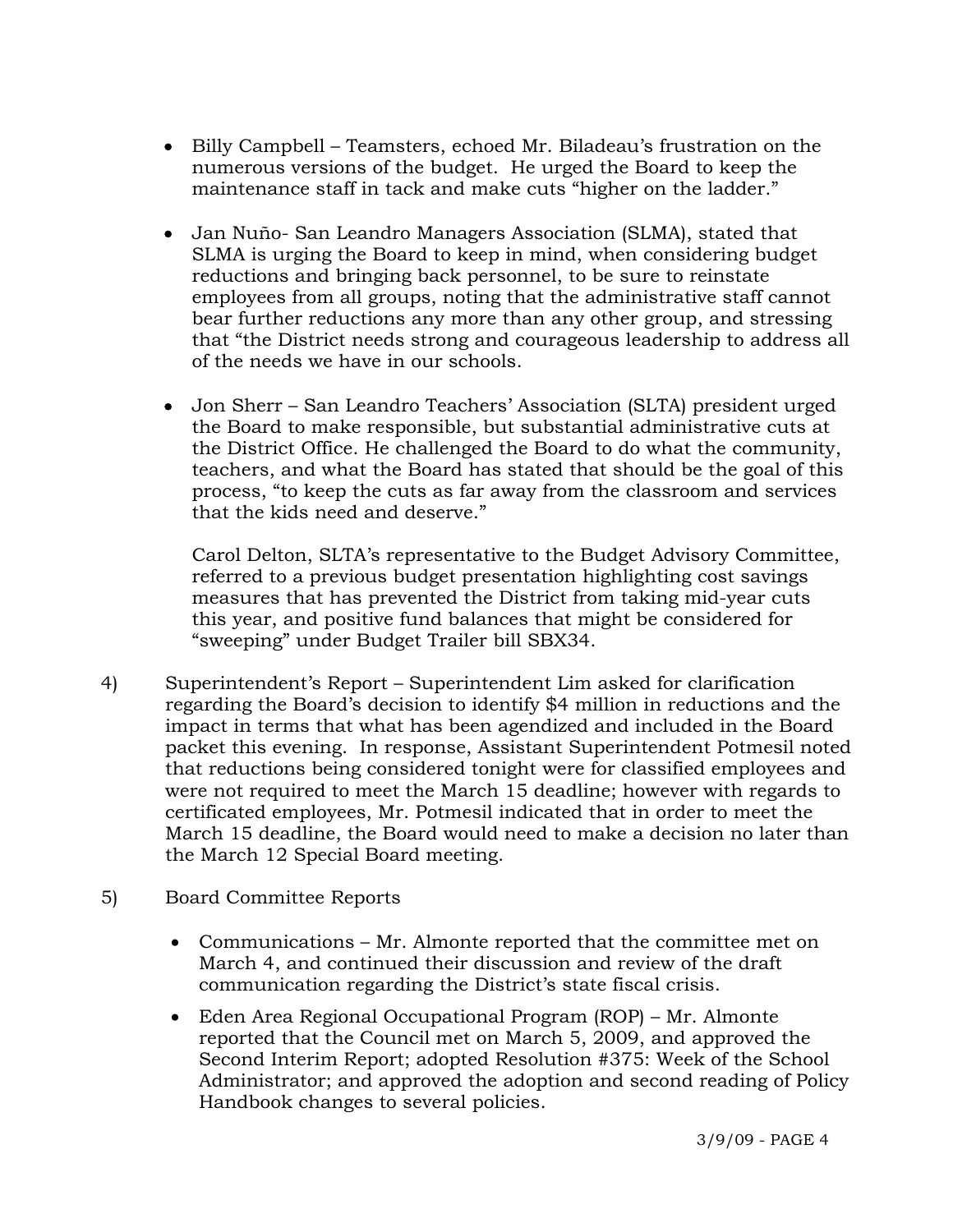- Billy Campbell – Teamsters, echoed Mr. Biladeau's frustration on the numerous versions of the budget. He urged the Board to keep the maintenance staff in tack and make cuts "higher on the ladder."

- Jan Nuño- San Leandro Managers Association (SLMA), stated that SLMA is urging the Board to keep in mind, when considering budget reductions and bringing back personnel, to be sure to reinstate employees from all groups, noting that the administrative staff cannot bear further reductions any more than any other group, and stressing that "the District needs strong and courageous leadership to address all of the needs we have in our schools.

- Jon Sherr – San Leandro Teachers' Association (SLTA) president urged the Board to make responsible, but substantial administrative cuts at the District Office. He challenged the Board to do what the community, teachers, and what the Board has stated that should be the goal of this process, "to keep the cuts as far away from the classroom and services that the kids need and deserve."

  Carol Delton, SLTA's representative to the Budget Advisory Committee, referred to a previous budget presentation highlighting cost savings measures that has prevented the District from taking mid-year cuts this year, and positive fund balances that might be considered for "sweeping" under Budget Trailer bill SBX34.

4) Superintendent's Report – Superintendent Lim asked for clarification regarding the Board's decision to identify $4 million in reductions and the impact in terms that what has been agendized and included in the Board packet this evening. In response, Assistant Superintendent Potmesil noted that reductions being considered tonight were for classified employees and were not required to meet the March 15 deadline; however with regards to certificated employees, Mr. Potmesil indicated that in order to meet the March 15 deadline, the Board would need to make a decision no later than the March 12 Special Board meeting.

5) Board Committee Reports

   - Communications – Mr. Almonte reported that the committee met on March 4, and continued their discussion and review of the draft communication regarding the District's state fiscal crisis.

   - Eden Area Regional Occupational Program (ROP) – Mr. Almonte reported that the Council met on March 5, 2009, and approved the Second Interim Report; adopted Resolution #375: Week of the School Administrator; and approved the adoption and second reading of Policy Handbook changes to several policies.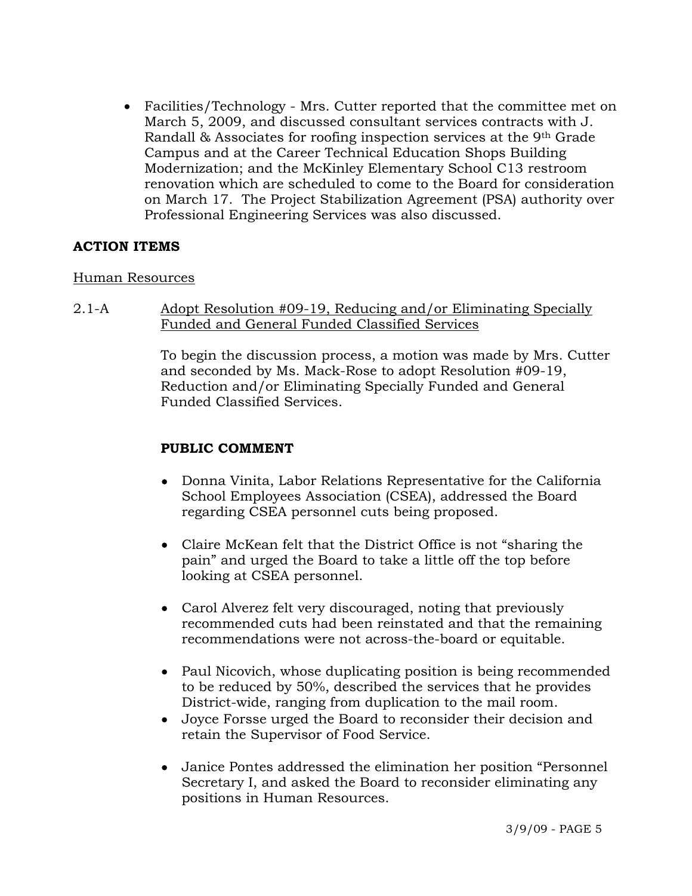- Facilities/Technology - Mrs. Cutter reported that the committee met on March 5, 2009, and discussed consultant services contracts with J. Randall & Associates for roofing inspection services at the 9th Grade Campus and at the Career Technical Education Shops Building Modernization; and the McKinley Elementary School C13 restroom renovation which are scheduled to come to the Board for consideration on March 17. The Project Stabilization Agreement (PSA) authority over Professional Engineering Services was also discussed.

**ACTION ITEMS**

Human Resources

2.1-A Adopt Resolution #09-19, Reducing and/or Eliminating Specially Funded and General Funded Classified Services

To begin the discussion process, a motion was made by Mrs. Cutter and seconded by Ms. Mack-Rose to adopt Resolution #09-19, Reduction and/or Eliminating Specially Funded and General Funded Classified Services.

**PUBLIC COMMENT**

- Donna Vinita, Labor Relations Representative for the California School Employees Association (CSEA), addressed the Board regarding CSEA personnel cuts being proposed.

- Claire McKean felt that the District Office is not "sharing the pain" and urged the Board to take a little off the top before looking at CSEA personnel.

- Carol Alverez felt very discouraged, noting that previously recommended cuts had been reinstated and that the remaining recommendations were not across-the-board or equitable.

- Paul Nicovich, whose duplicating position is being recommended to be reduced by 50%, described the services that he provides District-wide, ranging from duplication to the mail room.
- Joyce Forsse urged the Board to reconsider their decision and retain the Supervisor of Food Service.

- Janice Pontes addressed the elimination her position "Personnel Secretary I, and asked the Board to reconsider eliminating any positions in Human Resources.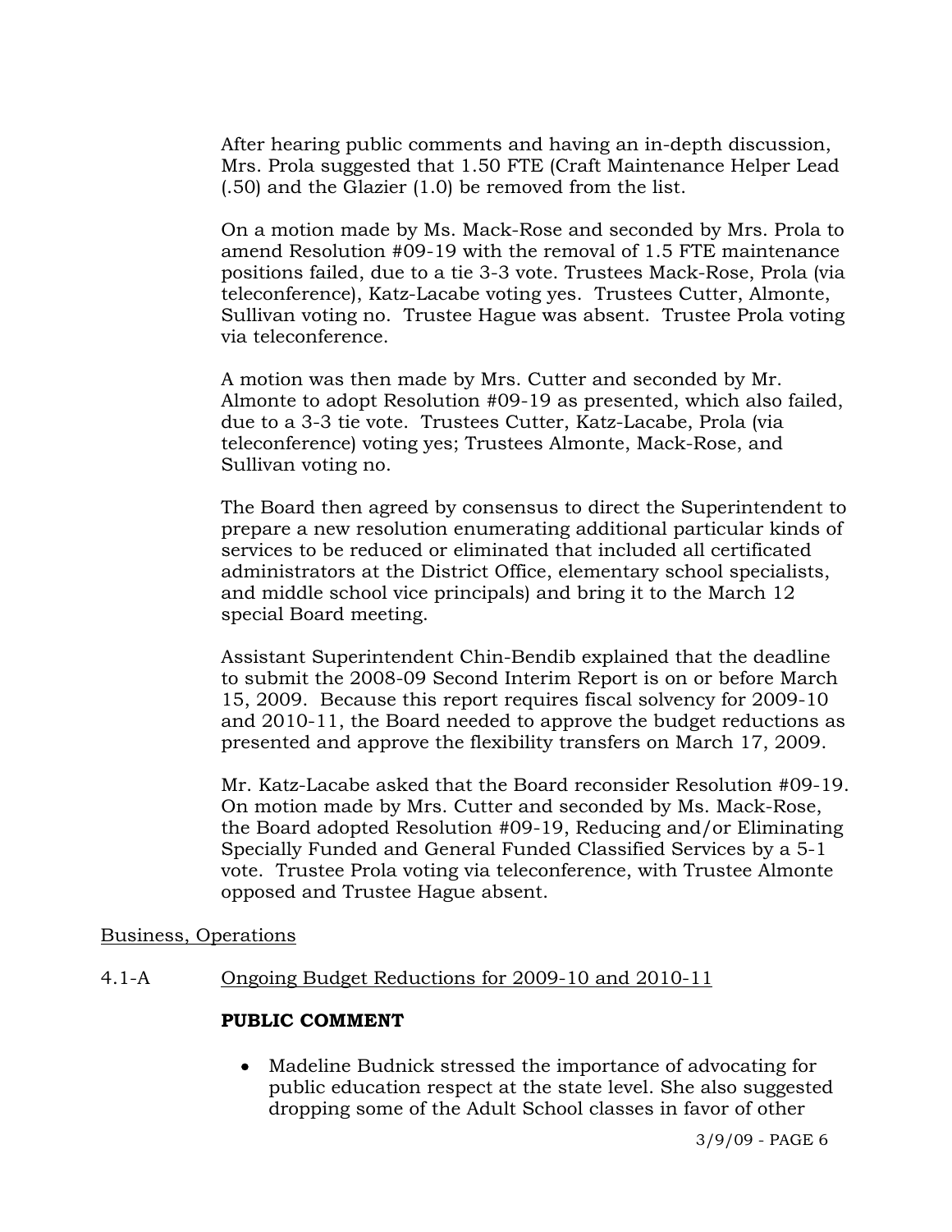After hearing public comments and having an in-depth discussion, Mrs. Prola suggested that 1.50 FTE (Craft Maintenance Helper Lead (.50) and the Glazier (1.0) be removed from the list.

On a motion made by Ms. Mack-Rose and seconded by Mrs. Prola to amend Resolution #09-19 with the removal of 1.5 FTE maintenance positions failed, due to a tie 3-3 vote. Trustees Mack-Rose, Prola (via teleconference), Katz-Lacabe voting yes. Trustees Cutter, Almonte, Sullivan voting no. Trustee Hague was absent. Trustee Prola voting via teleconference.

A motion was then made by Mrs. Cutter and seconded by Mr. Almonte to adopt Resolution #09-19 as presented, which also failed, due to a 3-3 tie vote. Trustees Cutter, Katz-Lacabe, Prola (via teleconference) voting yes; Trustees Almonte, Mack-Rose, and Sullivan voting no.

The Board then agreed by consensus to direct the Superintendent to prepare a new resolution enumerating additional particular kinds of services to be reduced or eliminated that included all certificated administrators at the District Office, elementary school specialists, and middle school vice principals) and bring it to the March 12 special Board meeting.

Assistant Superintendent Chin-Bendib explained that the deadline to submit the 2008-09 Second Interim Report is on or before March 15, 2009. Because this report requires fiscal solvency for 2009-10 and 2010-11, the Board needed to approve the budget reductions as presented and approve the flexibility transfers on March 17, 2009.

Mr. Katz-Lacabe asked that the Board reconsider Resolution #09-19. On motion made by Mrs. Cutter and seconded by Ms. Mack-Rose, the Board adopted Resolution #09-19, Reducing and/or Eliminating Specially Funded and General Funded Classified Services by a 5-1 vote. Trustee Prola voting via teleconference, with Trustee Almonte opposed and Trustee Hague absent.

Business, Operations

4.1-A Ongoing Budget Reductions for 2009-10 and 2010-11

**PUBLIC COMMENT**

- Madeline Budnick stressed the importance of advocating for public education respect at the state level. She also suggested dropping some of the Adult School classes in favor of other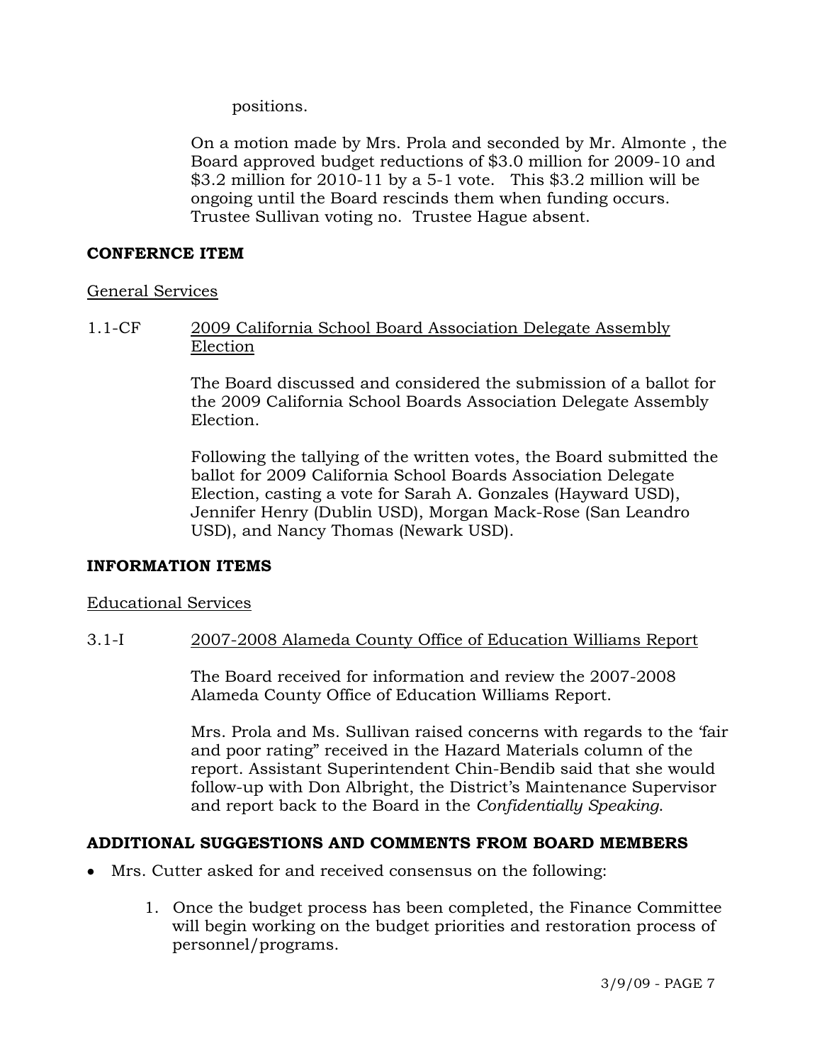positions.

On a motion made by Mrs. Prola and seconded by Mr. Almonte , the Board approved budget reductions of $3.0 million for 2009-10 and $3.2 million for 2010-11 by a 5-1 vote. This $3.2 million will be ongoing until the Board rescinds them when funding occurs. Trustee Sullivan voting no. Trustee Hague absent.

**CONFERNCE ITEM**

General Services

1.1-CF 2009 California School Board Association Delegate Assembly Election

The Board discussed and considered the submission of a ballot for the 2009 California School Boards Association Delegate Assembly Election.

Following the tallying of the written votes, the Board submitted the ballot for 2009 California School Boards Association Delegate Election, casting a vote for Sarah A. Gonzales (Hayward USD), Jennifer Henry (Dublin USD), Morgan Mack-Rose (San Leandro USD), and Nancy Thomas (Newark USD).

**INFORMATION ITEMS**

Educational Services

3.1-I 2007-2008 Alameda County Office of Education Williams Report

The Board received for information and review the 2007-2008 Alameda County Office of Education Williams Report.

Mrs. Prola and Ms. Sullivan raised concerns with regards to the 'fair and poor rating" received in the Hazard Materials column of the report. Assistant Superintendent Chin-Bendib said that she would follow-up with Don Albright, the District's Maintenance Supervisor and report back to the Board in the *Confidentially Speaking*.

**ADDITIONAL SUGGESTIONS AND COMMENTS FROM BOARD MEMBERS**

- Mrs. Cutter asked for and received consensus on the following:
  1. Once the budget process has been completed, the Finance Committee will begin working on the budget priorities and restoration process of personnel/programs.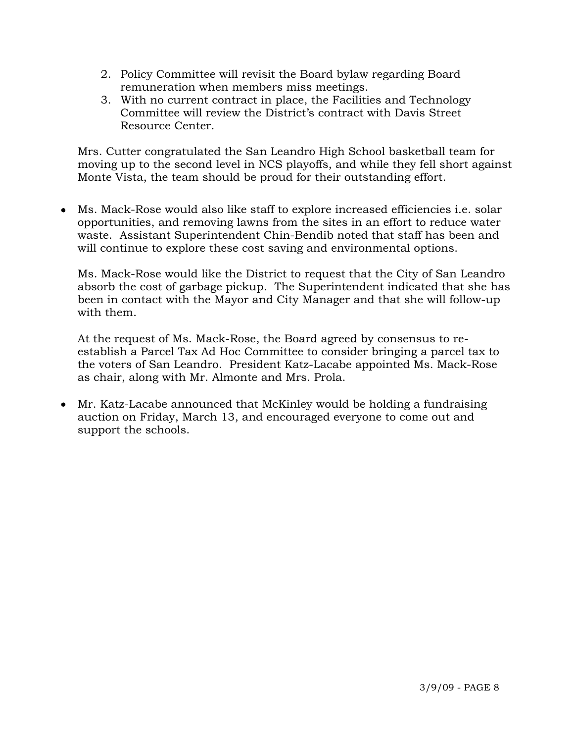2. Policy Committee will revisit the Board bylaw regarding Board remuneration when members miss meetings.
3. With no current contract in place, the Facilities and Technology Committee will review the District's contract with Davis Street Resource Center.

Mrs. Cutter congratulated the San Leandro High School basketball team for moving up to the second level in NCS playoffs, and while they fell short against Monte Vista, the team should be proud for their outstanding effort.

- Ms. Mack-Rose would also like staff to explore increased efficiencies i.e. solar opportunities, and removing lawns from the sites in an effort to reduce water waste. Assistant Superintendent Chin-Bendib noted that staff has been and will continue to explore these cost saving and environmental options.

  Ms. Mack-Rose would like the District to request that the City of San Leandro absorb the cost of garbage pickup. The Superintendent indicated that she has been in contact with the Mayor and City Manager and that she will follow-up with them.

  At the request of Ms. Mack-Rose, the Board agreed by consensus to re-establish a Parcel Tax Ad Hoc Committee to consider bringing a parcel tax to the voters of San Leandro. President Katz-Lacabe appointed Ms. Mack-Rose as chair, along with Mr. Almonte and Mrs. Prola.

- Mr. Katz-Lacabe announced that McKinley would be holding a fundraising auction on Friday, March 13, and encouraged everyone to come out and support the schools.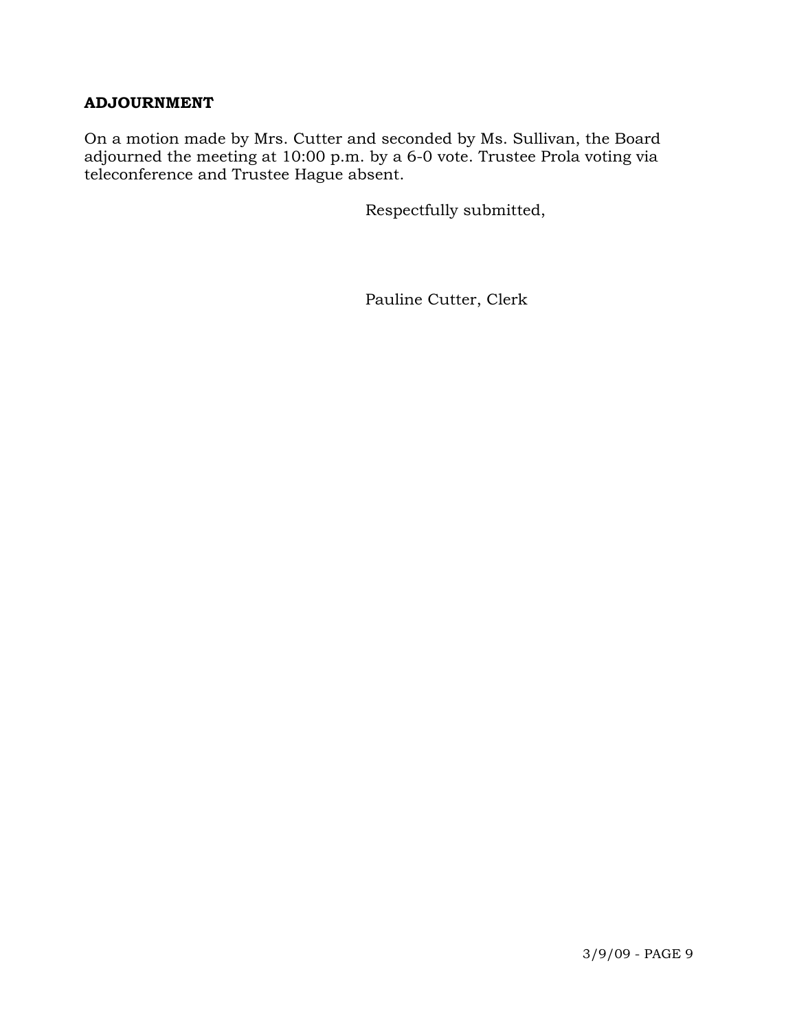**ADJOURNMENT**

On a motion made by Mrs. Cutter and seconded by Ms. Sullivan, the Board adjourned the meeting at 10:00 p.m. by a 6-0 vote. Trustee Prola voting via teleconference and Trustee Hague absent.

Respectfully submitted,

Pauline Cutter, Clerk